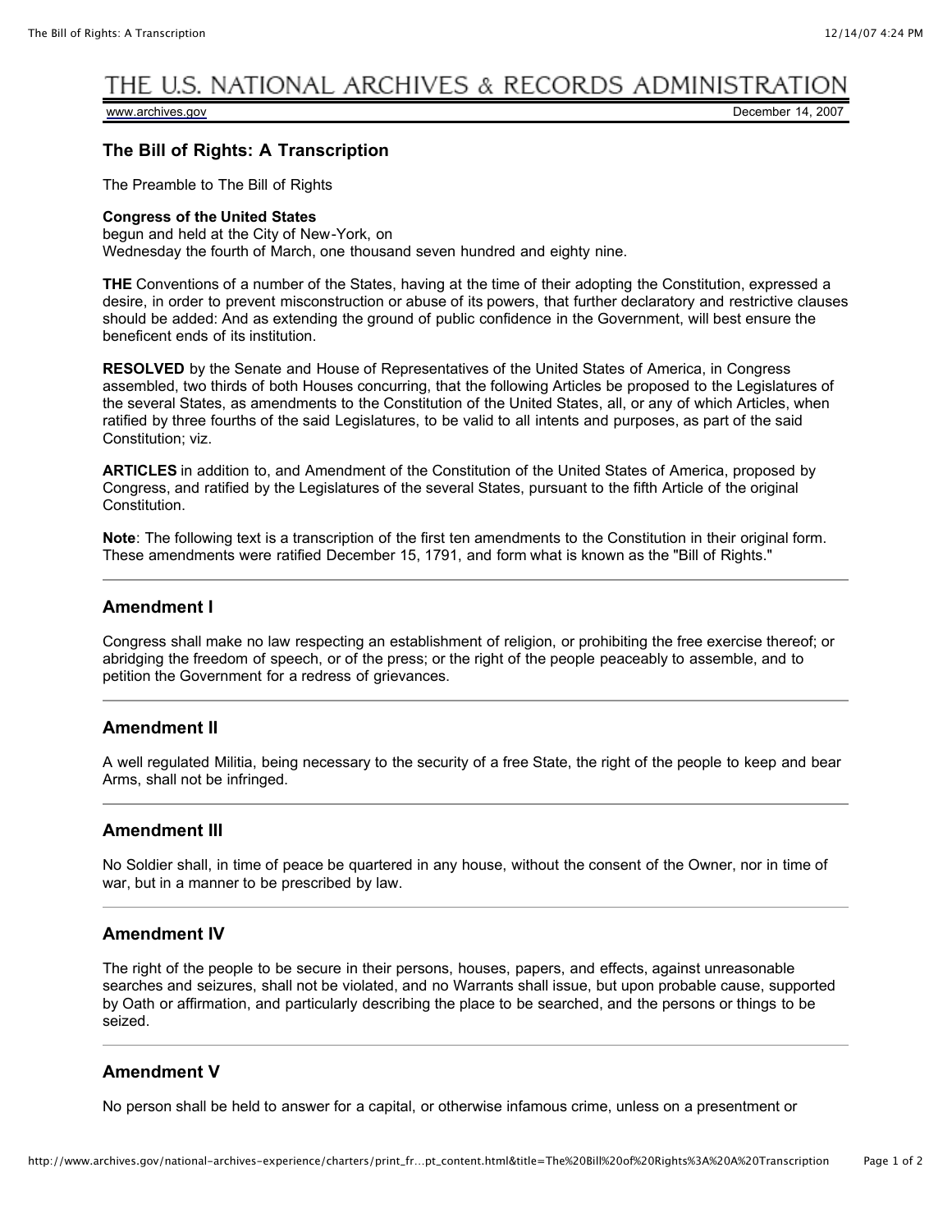THE U.S. NATIONAL ARCHIVES & RECORDS ADMINISTRATION

www.archives.gov — December 14, 2007

## The Bill of Rights: A Transcription

The Preamble to The Bill of Rights

**Congress of the United States**
begun and held at the City of New-York, on
Wednesday the fourth of March, one thousand seven hundred and eighty nine.

**THE** Conventions of a number of the States, having at the time of their adopting the Constitution, expressed a desire, in order to prevent misconstruction or abuse of its powers, that further declaratory and restrictive clauses should be added: And as extending the ground of public confidence in the Government, will best ensure the beneficent ends of its institution.

**RESOLVED** by the Senate and House of Representatives of the United States of America, in Congress assembled, two thirds of both Houses concurring, that the following Articles be proposed to the Legislatures of the several States, as amendments to the Constitution of the United States, all, or any of which Articles, when ratified by three fourths of the said Legislatures, to be valid to all intents and purposes, as part of the said Constitution; viz.

**ARTICLES** in addition to, and Amendment of the Constitution of the United States of America, proposed by Congress, and ratified by the Legislatures of the several States, pursuant to the fifth Article of the original Constitution.

**Note**: The following text is a transcription of the first ten amendments to the Constitution in their original form. These amendments were ratified December 15, 1791, and form what is known as the "Bill of Rights."

---

### Amendment I

Congress shall make no law respecting an establishment of religion, or prohibiting the free exercise thereof; or abridging the freedom of speech, or of the press; or the right of the people peaceably to assemble, and to petition the Government for a redress of grievances.

---

### Amendment II

A well regulated Militia, being necessary to the security of a free State, the right of the people to keep and bear Arms, shall not be infringed.

---

### Amendment III

No Soldier shall, in time of peace be quartered in any house, without the consent of the Owner, nor in time of war, but in a manner to be prescribed by law.

---

### Amendment IV

The right of the people to be secure in their persons, houses, papers, and effects, against unreasonable searches and seizures, shall not be violated, and no Warrants shall issue, but upon probable cause, supported by Oath or affirmation, and particularly describing the place to be searched, and the persons or things to be seized.

---

### Amendment V

No person shall be held to answer for a capital, or otherwise infamous crime, unless on a presentment or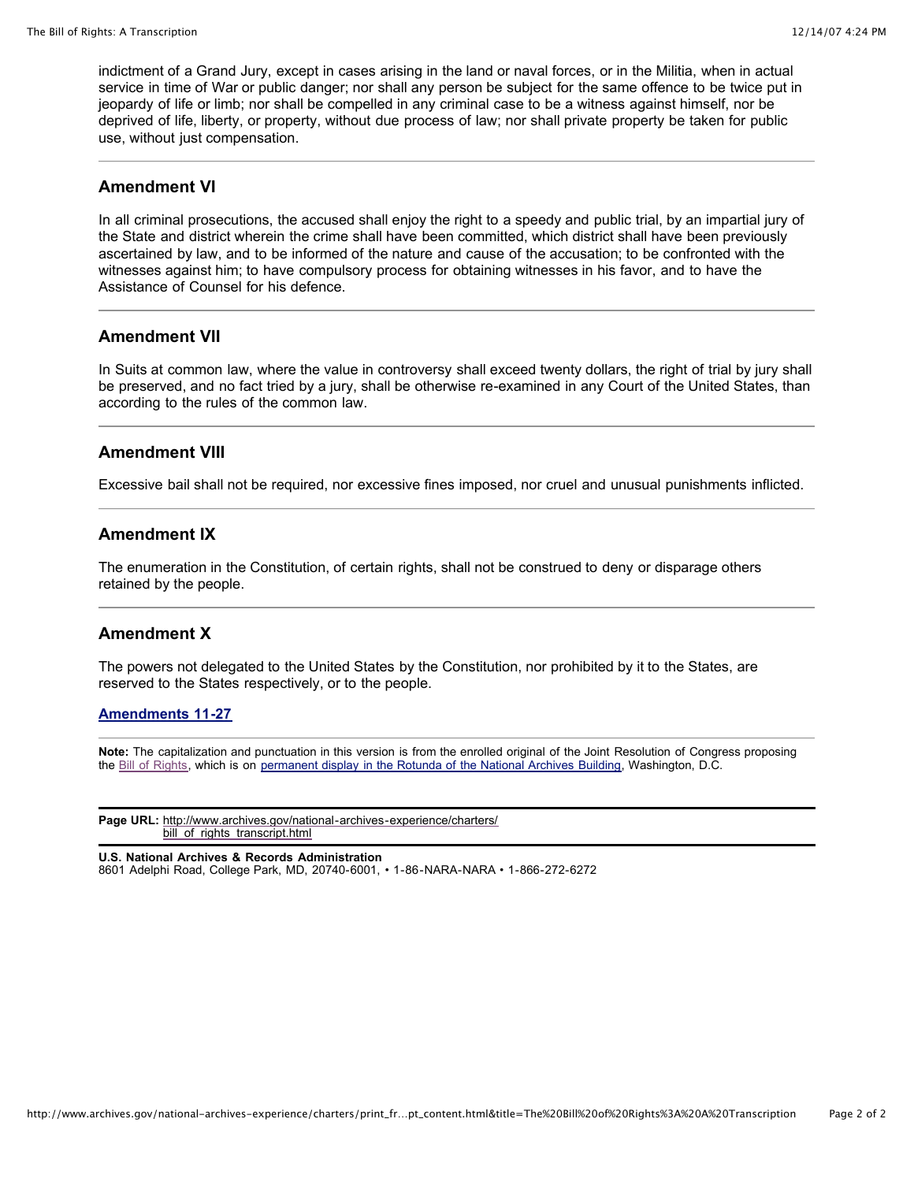indictment of a Grand Jury, except in cases arising in the land or naval forces, or in the Militia, when in actual service in time of War or public danger; nor shall any person be subject for the same offence to be twice put in jeopardy of life or limb; nor shall be compelled in any criminal case to be a witness against himself, nor be deprived of life, liberty, or property, without due process of law; nor shall private property be taken for public use, without just compensation.

---

## Amendment VI

In all criminal prosecutions, the accused shall enjoy the right to a speedy and public trial, by an impartial jury of the State and district wherein the crime shall have been committed, which district shall have been previously ascertained by law, and to be informed of the nature and cause of the accusation; to be confronted with the witnesses against him; to have compulsory process for obtaining witnesses in his favor, and to have the Assistance of Counsel for his defence.

---

## Amendment VII

In Suits at common law, where the value in controversy shall exceed twenty dollars, the right of trial by jury shall be preserved, and no fact tried by a jury, shall be otherwise re-examined in any Court of the United States, than according to the rules of the common law.

---

## Amendment VIII

Excessive bail shall not be required, nor excessive fines imposed, nor cruel and unusual punishments inflicted.

---

## Amendment IX

The enumeration in the Constitution, of certain rights, shall not be construed to deny or disparage others retained by the people.

---

## Amendment X

The powers not delegated to the United States by the Constitution, nor prohibited by it to the States, are reserved to the States respectively, or to the people.

**Amendments 11-27**

---

**Note:** The capitalization and punctuation in this version is from the enrolled original of the Joint Resolution of Congress proposing the Bill of Rights, which is on permanent display in the Rotunda of the National Archives Building, Washington, D.C.

---

**Page URL:** http://www.archives.gov/national-archives-experience/charters/bill_of_rights_transcript.html

---

**U.S. National Archives & Records Administration**
8601 Adelphi Road, College Park, MD, 20740-6001, • 1-86-NARA-NARA • 1-866-272-6272